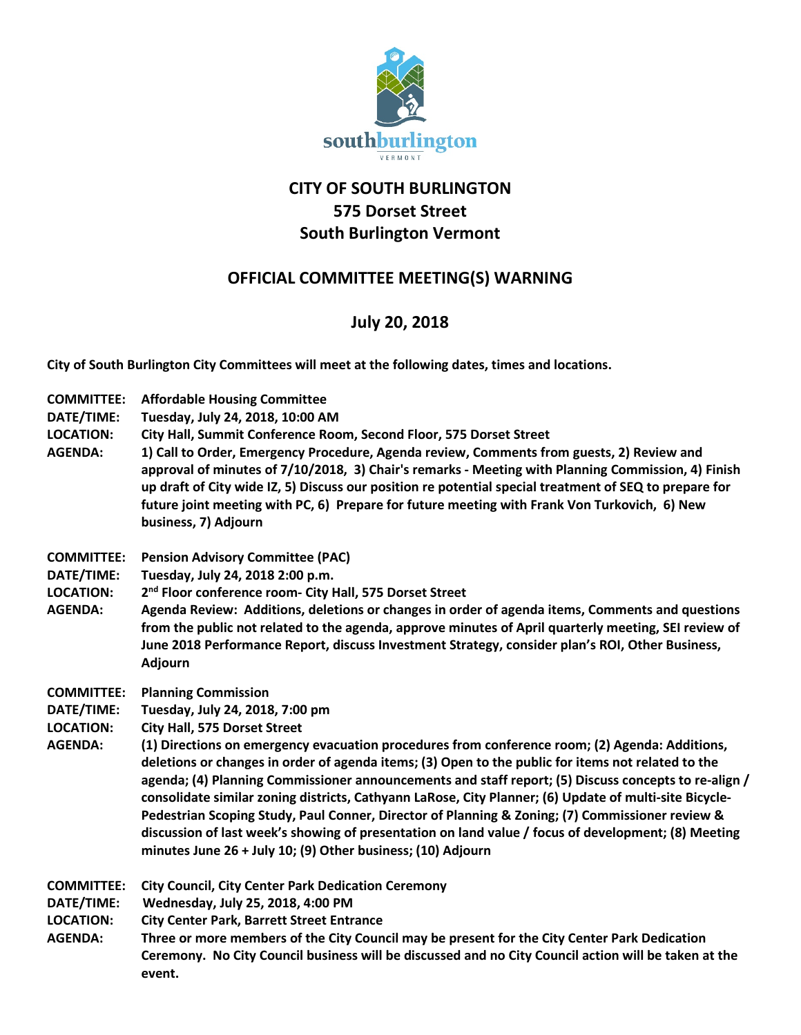southburlington
VERMONT

# CITY OF SOUTH BURLINGTON
## 575 Dorset Street
## South Burlington Vermont

## OFFICIAL COMMITTEE MEETING(S) WARNING

## July 20, 2018

**City of South Burlington City Committees will meet at the following dates, times and locations.**

**COMMITTEE:** **Affordable Housing Committee**
**DATE/TIME:** **Tuesday, July 24, 2018, 10:00 AM**
**LOCATION:** **City Hall, Summit Conference Room, Second Floor, 575 Dorset Street**
**AGENDA:** **1) Call to Order, Emergency Procedure, Agenda review, Comments from guests, 2) Review and approval of minutes of 7/10/2018, 3) Chair's remarks - Meeting with Planning Commission, 4) Finish up draft of City wide IZ, 5) Discuss our position re potential special treatment of SEQ to prepare for future joint meeting with PC, 6) Prepare for future meeting with Frank Von Turkovich, 6) New business, 7) Adjourn**

**COMMITTEE:** **Pension Advisory Committee (PAC)**
**DATE/TIME:** **Tuesday, July 24, 2018 2:00 p.m.**
**LOCATION:** **2nd Floor conference room- City Hall, 575 Dorset Street**
**AGENDA:** **Agenda Review: Additions, deletions or changes in order of agenda items, Comments and questions from the public not related to the agenda, approve minutes of April quarterly meeting, SEI review of June 2018 Performance Report, discuss Investment Strategy, consider plan's ROI, Other Business, Adjourn**

**COMMITTEE:** **Planning Commission**
**DATE/TIME:** **Tuesday, July 24, 2018, 7:00 pm**
**LOCATION:** **City Hall, 575 Dorset Street**
**AGENDA:** **(1) Directions on emergency evacuation procedures from conference room; (2) Agenda: Additions, deletions or changes in order of agenda items; (3) Open to the public for items not related to the agenda; (4) Planning Commissioner announcements and staff report; (5) Discuss concepts to re-align / consolidate similar zoning districts, Cathyann LaRose, City Planner; (6) Update of multi-site Bicycle-Pedestrian Scoping Study, Paul Conner, Director of Planning & Zoning; (7) Commissioner review & discussion of last week's showing of presentation on land value / focus of development; (8) Meeting minutes June 26 + July 10; (9) Other business; (10) Adjourn**

**COMMITTEE:** **City Council, City Center Park Dedication Ceremony**
**DATE/TIME:** **Wednesday, July 25, 2018, 4:00 PM**
**LOCATION:** **City Center Park, Barrett Street Entrance**
**AGENDA:** **Three or more members of the City Council may be present for the City Center Park Dedication Ceremony. No City Council business will be discussed and no City Council action will be taken at the event.**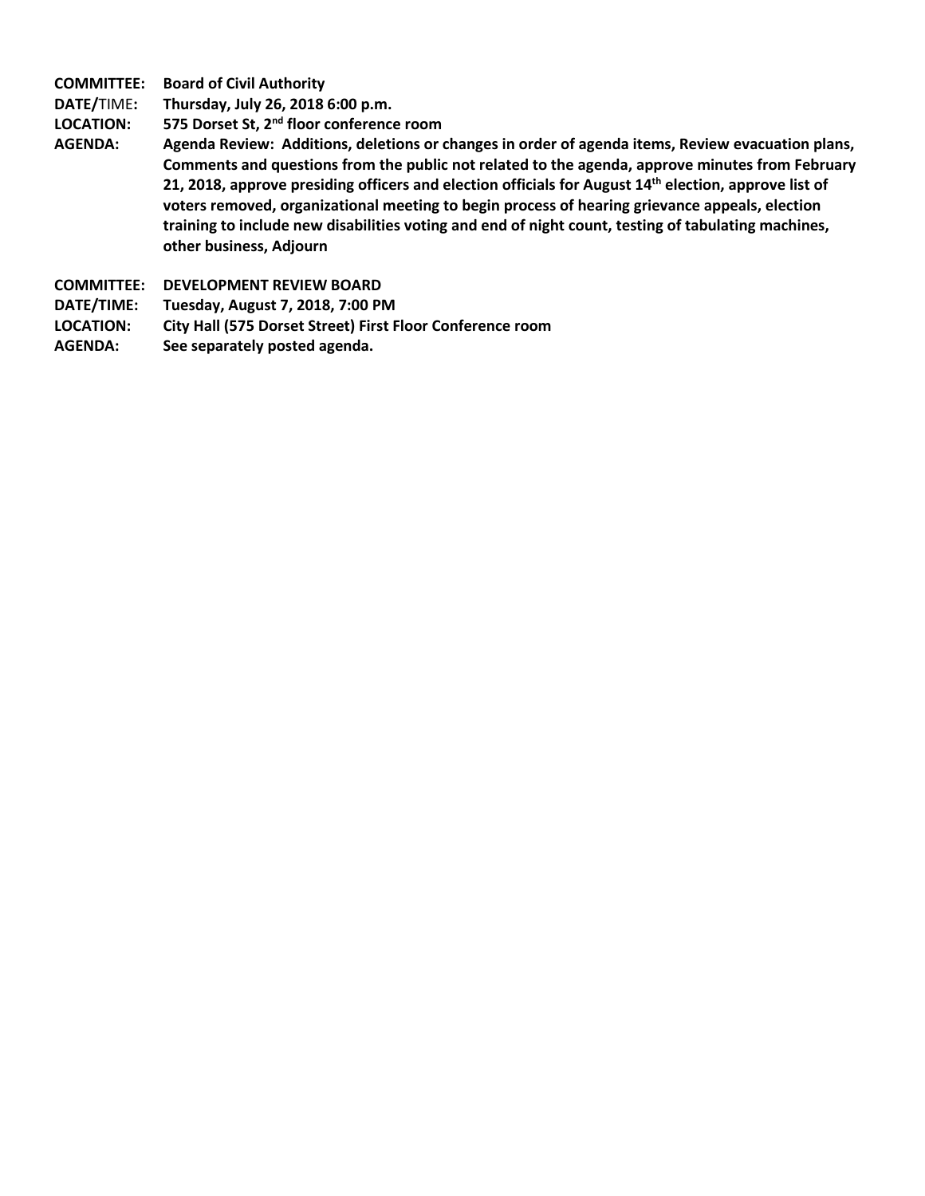**COMMITTEE:** **Board of Civil Authority**
**DATE/**TIME**:** **Thursday, July 26, 2018 6:00 p.m.**
**LOCATION:** **575 Dorset St, 2nd floor conference room**
**AGENDA:** **Agenda Review: Additions, deletions or changes in order of agenda items, Review evacuation plans, Comments and questions from the public not related to the agenda, approve minutes from February 21, 2018, approve presiding officers and election officials for August 14th election, approve list of voters removed, organizational meeting to begin process of hearing grievance appeals, election training to include new disabilities voting and end of night count, testing of tabulating machines, other business, Adjourn**

**COMMITTEE:** **DEVELOPMENT REVIEW BOARD**
**DATE/TIME:** **Tuesday, August 7, 2018, 7:00 PM**
**LOCATION:** **City Hall (575 Dorset Street) First Floor Conference room**
**AGENDA:** **See separately posted agenda.**